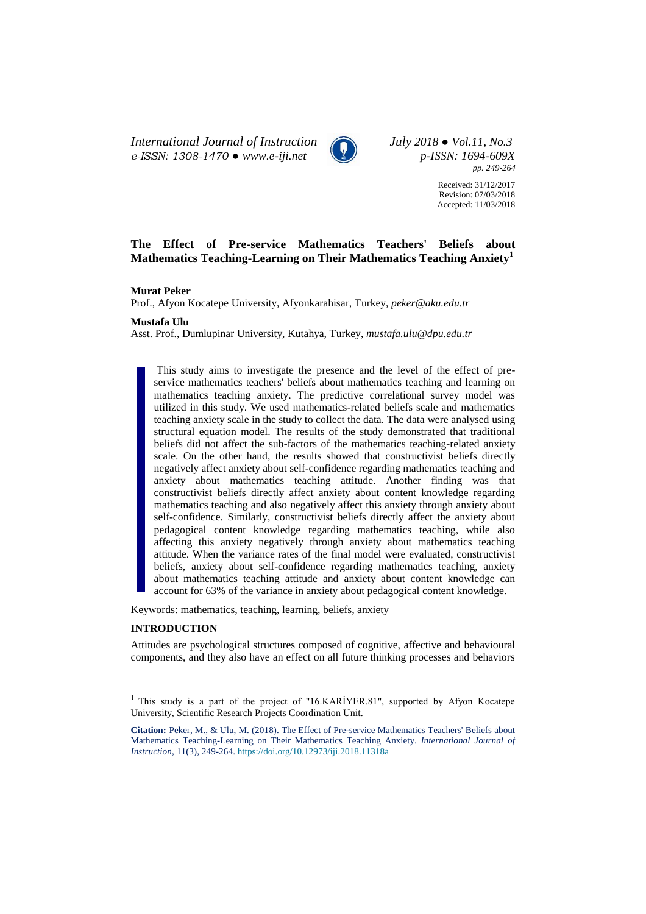*International Journal of Instruction*
*e-ISSN: 1308-1470 ● www.e-iji.net*

*July 2018 ● Vol.11, No.3*
*p-ISSN: 1694-609X*
*pp. 249-264*

Received: 31/12/2017
Revision: 07/03/2018
Accepted: 11/03/2018

# The Effect of Pre-service Mathematics Teachers' Beliefs about Mathematics Teaching-Learning on Their Mathematics Teaching Anxiety[1]

**Murat Peker**
Prof., Afyon Kocatepe University, Afyonkarahisar, Turkey, *peker@aku.edu.tr*

**Mustafa Ulu**
Asst. Prof., Dumlupinar University, Kutahya, Turkey, *mustafa.ulu@dpu.edu.tr*

This study aims to investigate the presence and the level of the effect of pre-service mathematics teachers' beliefs about mathematics teaching and learning on mathematics teaching anxiety. The predictive correlational survey model was utilized in this study. We used mathematics-related beliefs scale and mathematics teaching anxiety scale in the study to collect the data. The data were analysed using structural equation model. The results of the study demonstrated that traditional beliefs did not affect the sub-factors of the mathematics teaching-related anxiety scale. On the other hand, the results showed that constructivist beliefs directly negatively affect anxiety about self-confidence regarding mathematics teaching and anxiety about mathematics teaching attitude. Another finding was that constructivist beliefs directly affect anxiety about content knowledge regarding mathematics teaching and also negatively affect this anxiety through anxiety about self-confidence. Similarly, constructivist beliefs directly affect the anxiety about pedagogical content knowledge regarding mathematics teaching, while also affecting this anxiety negatively through anxiety about mathematics teaching attitude. When the variance rates of the final model were evaluated, constructivist beliefs, anxiety about self-confidence regarding mathematics teaching, anxiety about mathematics teaching attitude and anxiety about content knowledge can account for 63% of the variance in anxiety about pedagogical content knowledge.

Keywords: mathematics, teaching, learning, beliefs, anxiety

## INTRODUCTION

Attitudes are psychological structures composed of cognitive, affective and behavioural components, and they also have an effect on all future thinking processes and behaviors

[1] This study is a part of the project of "16.KARİYER.81", supported by Afyon Kocatepe University, Scientific Research Projects Coordination Unit.

**Citation:** Peker, M., & Ulu, M. (2018). The Effect of Pre-service Mathematics Teachers' Beliefs about Mathematics Teaching-Learning on Their Mathematics Teaching Anxiety. *International Journal of Instruction*, 11(3), 249-264. https://doi.org/10.12973/iji.2018.11318a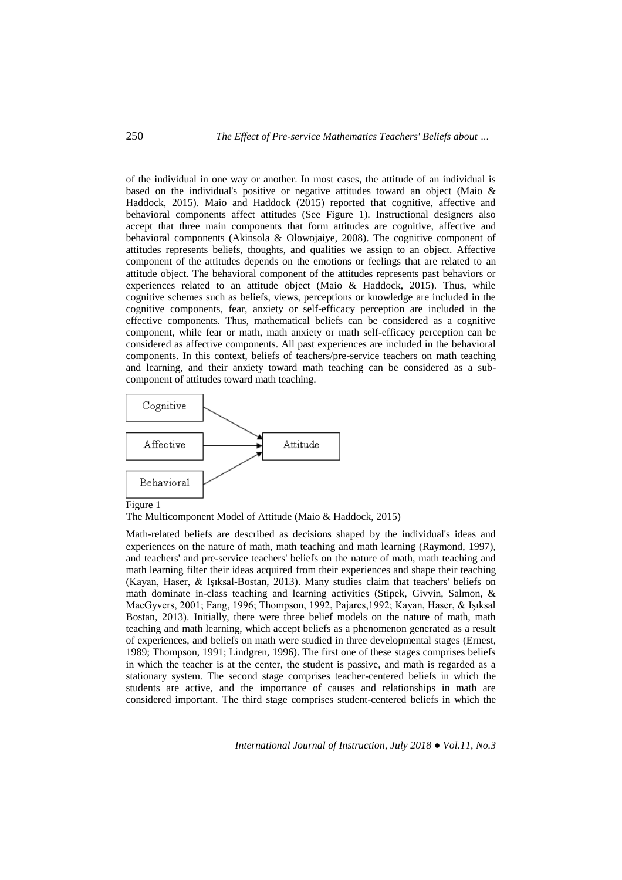of the individual in one way or another. In most cases, the attitude of an individual is based on the individual's positive or negative attitudes toward an object (Maio & Haddock, 2015). Maio and Haddock (2015) reported that cognitive, affective and behavioral components affect attitudes (See Figure 1). Instructional designers also accept that three main components that form attitudes are cognitive, affective and behavioral components (Akinsola & Olowojaiye, 2008). The cognitive component of attitudes represents beliefs, thoughts, and qualities we assign to an object. Affective component of the attitudes depends on the emotions or feelings that are related to an attitude object. The behavioral component of the attitudes represents past behaviors or experiences related to an attitude object (Maio & Haddock, 2015). Thus, while cognitive schemes such as beliefs, views, perceptions or knowledge are included in the cognitive components, fear, anxiety or self-efficacy perception are included in the effective components. Thus, mathematical beliefs can be considered as a cognitive component, while fear or math, math anxiety or math self-efficacy perception can be considered as affective components. All past experiences are included in the behavioral components. In this context, beliefs of teachers/pre-service teachers on math teaching and learning, and their anxiety toward math teaching can be considered as a sub-component of attitudes toward math teaching.

Cognitive → Attitude
Affective → Attitude
Behavioral → Attitude

Figure 1
The Multicomponent Model of Attitude (Maio & Haddock, 2015)

Math-related beliefs are described as decisions shaped by the individual's ideas and experiences on the nature of math, math teaching and math learning (Raymond, 1997), and teachers' and pre-service teachers' beliefs on the nature of math, math teaching and math learning filter their ideas acquired from their experiences and shape their teaching (Kayan, Haser, & Işıksal-Bostan, 2013). Many studies claim that teachers' beliefs on math dominate in-class teaching and learning activities (Stipek, Givvin, Salmon, & MacGyvers, 2001; Fang, 1996; Thompson, 1992, Pajares,1992; Kayan, Haser, & Işıksal Bostan, 2013). Initially, there were three belief models on the nature of math, math teaching and math learning, which accept beliefs as a phenomenon generated as a result of experiences, and beliefs on math were studied in three developmental stages (Ernest, 1989; Thompson, 1991; Lindgren, 1996). The first one of these stages comprises beliefs in which the teacher is at the center, the student is passive, and math is regarded as a stationary system. The second stage comprises teacher-centered beliefs in which the students are active, and the importance of causes and relationships in math are considered important. The third stage comprises student-centered beliefs in which the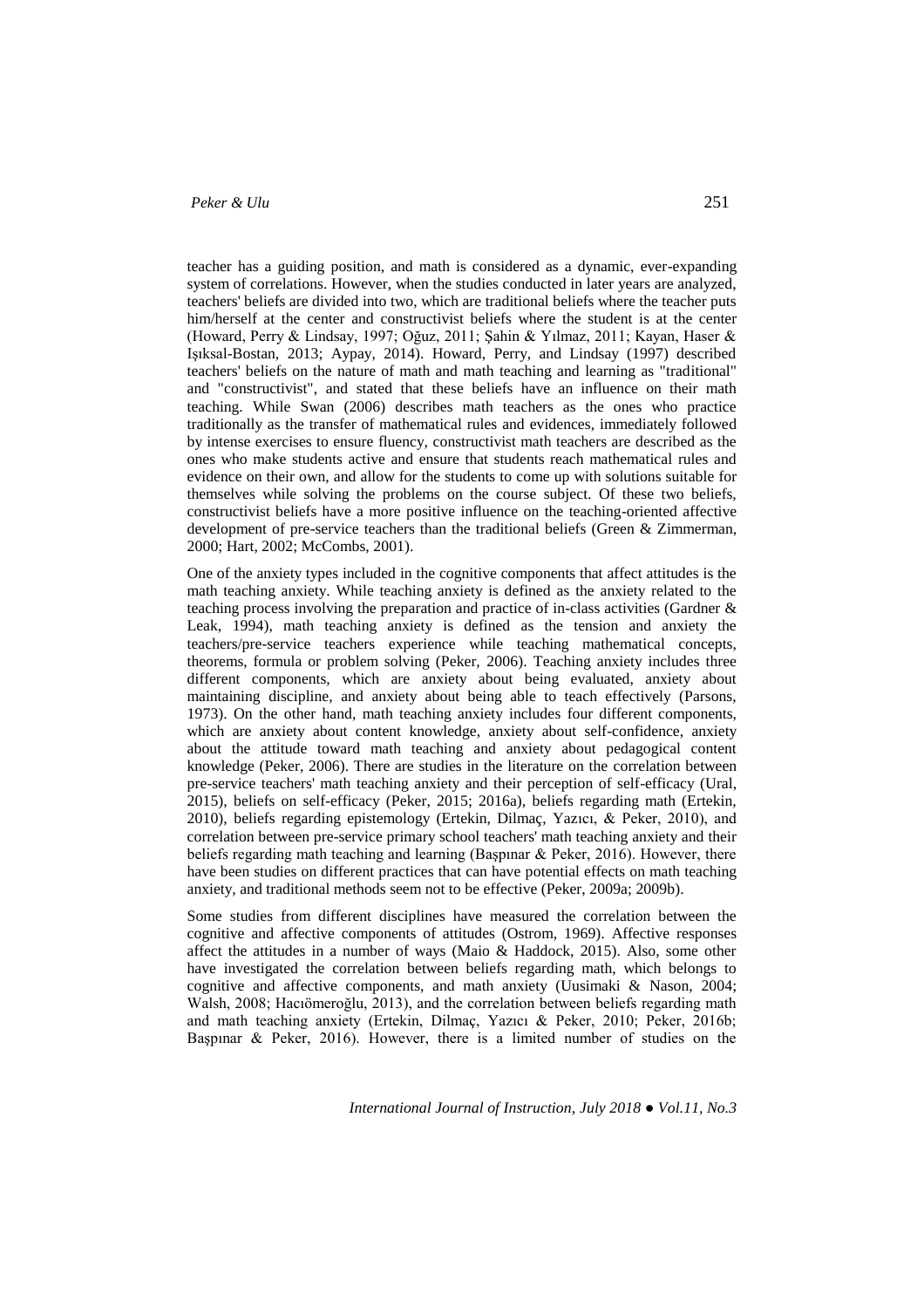teacher has a guiding position, and math is considered as a dynamic, ever-expanding system of correlations. However, when the studies conducted in later years are analyzed, teachers' beliefs are divided into two, which are traditional beliefs where the teacher puts him/herself at the center and constructivist beliefs where the student is at the center (Howard, Perry & Lindsay, 1997; Oğuz, 2011; Şahin & Yılmaz, 2011; Kayan, Haser & Işıksal-Bostan, 2013; Aypay, 2014). Howard, Perry, and Lindsay (1997) described teachers' beliefs on the nature of math and math teaching and learning as "traditional" and "constructivist", and stated that these beliefs have an influence on their math teaching. While Swan (2006) describes math teachers as the ones who practice traditionally as the transfer of mathematical rules and evidences, immediately followed by intense exercises to ensure fluency, constructivist math teachers are described as the ones who make students active and ensure that students reach mathematical rules and evidence on their own, and allow for the students to come up with solutions suitable for themselves while solving the problems on the course subject. Of these two beliefs, constructivist beliefs have a more positive influence on the teaching-oriented affective development of pre-service teachers than the traditional beliefs (Green & Zimmerman, 2000; Hart, 2002; McCombs, 2001).

One of the anxiety types included in the cognitive components that affect attitudes is the math teaching anxiety. While teaching anxiety is defined as the anxiety related to the teaching process involving the preparation and practice of in-class activities (Gardner & Leak, 1994), math teaching anxiety is defined as the tension and anxiety the teachers/pre-service teachers experience while teaching mathematical concepts, theorems, formula or problem solving (Peker, 2006). Teaching anxiety includes three different components, which are anxiety about being evaluated, anxiety about maintaining discipline, and anxiety about being able to teach effectively (Parsons, 1973). On the other hand, math teaching anxiety includes four different components, which are anxiety about content knowledge, anxiety about self-confidence, anxiety about the attitude toward math teaching and anxiety about pedagogical content knowledge (Peker, 2006). There are studies in the literature on the correlation between pre-service teachers' math teaching anxiety and their perception of self-efficacy (Ural, 2015), beliefs on self-efficacy (Peker, 2015; 2016a), beliefs regarding math (Ertekin, 2010), beliefs regarding epistemology (Ertekin, Dilmaç, Yazıcı, & Peker, 2010), and correlation between pre-service primary school teachers' math teaching anxiety and their beliefs regarding math teaching and learning (Başpınar & Peker, 2016). However, there have been studies on different practices that can have potential effects on math teaching anxiety, and traditional methods seem not to be effective (Peker, 2009a; 2009b).

Some studies from different disciplines have measured the correlation between the cognitive and affective components of attitudes (Ostrom, 1969). Affective responses affect the attitudes in a number of ways (Maio & Haddock, 2015). Also, some other have investigated the correlation between beliefs regarding math, which belongs to cognitive and affective components, and math anxiety (Uusimaki & Nason, 2004; Walsh, 2008; Hacıömeroğlu, 2013), and the correlation between beliefs regarding math and math teaching anxiety (Ertekin, Dilmaç, Yazıcı & Peker, 2010; Peker, 2016b; Başpınar & Peker, 2016). However, there is a limited number of studies on the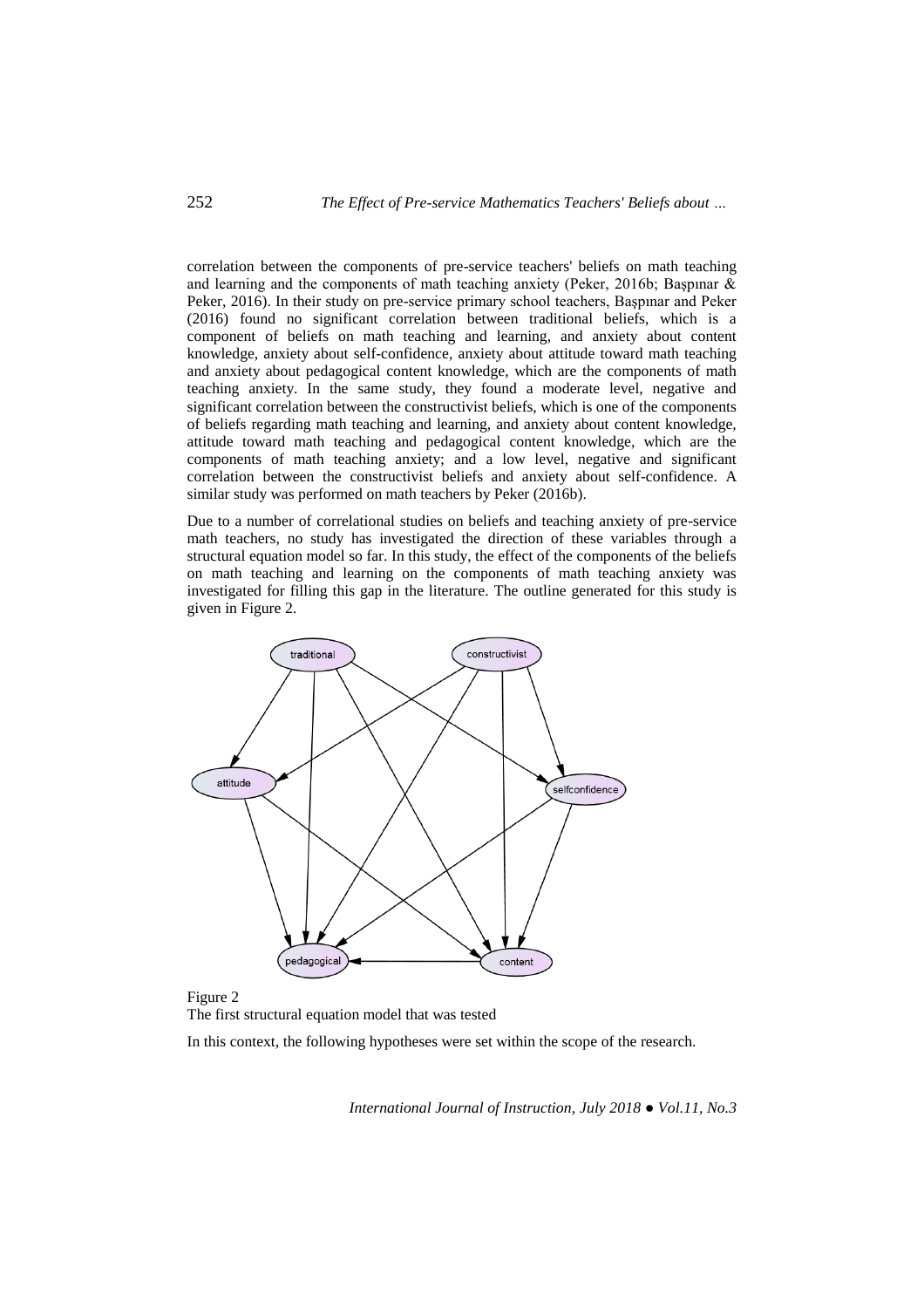correlation between the components of pre-service teachers' beliefs on math teaching and learning and the components of math teaching anxiety (Peker, 2016b; Başpınar & Peker, 2016). In their study on pre-service primary school teachers, Başpınar and Peker (2016) found no significant correlation between traditional beliefs, which is a component of beliefs on math teaching and learning, and anxiety about content knowledge, anxiety about self-confidence, anxiety about attitude toward math teaching and anxiety about pedagogical content knowledge, which are the components of math teaching anxiety. In the same study, they found a moderate level, negative and significant correlation between the constructivist beliefs, which is one of the components of beliefs regarding math teaching and learning, and anxiety about content knowledge, attitude toward math teaching and pedagogical content knowledge, which are the components of math teaching anxiety; and a low level, negative and significant correlation between the constructivist beliefs and anxiety about self-confidence. A similar study was performed on math teachers by Peker (2016b).

Due to a number of correlational studies on beliefs and teaching anxiety of pre-service math teachers, no study has investigated the direction of these variables through a structural equation model so far. In this study, the effect of the components of the beliefs on math teaching and learning on the components of math teaching anxiety was investigated for filling this gap in the literature. The outline generated for this study is given in Figure 2.

Figure 2
The first structural equation model that was tested

In this context, the following hypotheses were set within the scope of the research.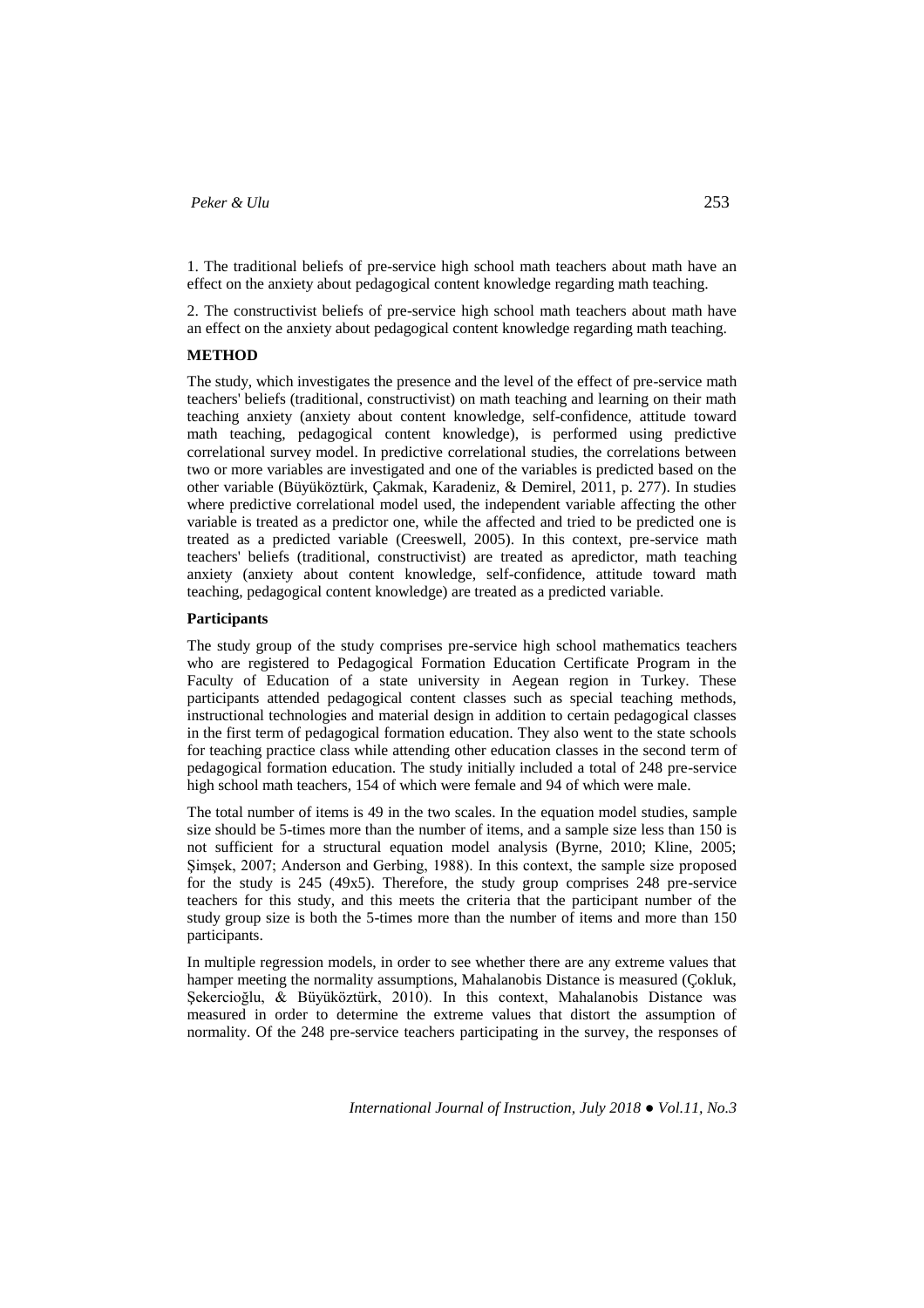1. The traditional beliefs of pre-service high school math teachers about math have an effect on the anxiety about pedagogical content knowledge regarding math teaching.

2. The constructivist beliefs of pre-service high school math teachers about math have an effect on the anxiety about pedagogical content knowledge regarding math teaching.

## METHOD

The study, which investigates the presence and the level of the effect of pre-service math teachers' beliefs (traditional, constructivist) on math teaching and learning on their math teaching anxiety (anxiety about content knowledge, self-confidence, attitude toward math teaching, pedagogical content knowledge), is performed using predictive correlational survey model. In predictive correlational studies, the correlations between two or more variables are investigated and one of the variables is predicted based on the other variable (Büyüköztürk, Çakmak, Karadeniz, & Demirel, 2011, p. 277). In studies where predictive correlational model used, the independent variable affecting the other variable is treated as a predictor one, while the affected and tried to be predicted one is treated as a predicted variable (Creeswell, 2005). In this context, pre-service math teachers' beliefs (traditional, constructivist) are treated as apredictor, math teaching anxiety (anxiety about content knowledge, self-confidence, attitude toward math teaching, pedagogical content knowledge) are treated as a predicted variable.

### Participants

The study group of the study comprises pre-service high school mathematics teachers who are registered to Pedagogical Formation Education Certificate Program in the Faculty of Education of a state university in Aegean region in Turkey. These participants attended pedagogical content classes such as special teaching methods, instructional technologies and material design in addition to certain pedagogical classes in the first term of pedagogical formation education. They also went to the state schools for teaching practice class while attending other education classes in the second term of pedagogical formation education. The study initially included a total of 248 pre-service high school math teachers, 154 of which were female and 94 of which were male.

The total number of items is 49 in the two scales. In the equation model studies, sample size should be 5-times more than the number of items, and a sample size less than 150 is not sufficient for a structural equation model analysis (Byrne, 2010; Kline, 2005; Şimşek, 2007; Anderson and Gerbing, 1988). In this context, the sample size proposed for the study is 245 (49x5). Therefore, the study group comprises 248 pre-service teachers for this study, and this meets the criteria that the participant number of the study group size is both the 5-times more than the number of items and more than 150 participants.

In multiple regression models, in order to see whether there are any extreme values that hamper meeting the normality assumptions, Mahalanobis Distance is measured (Çokluk, Şekercioğlu, & Büyüköztürk, 2010). In this context, Mahalanobis Distance was measured in order to determine the extreme values that distort the assumption of normality. Of the 248 pre-service teachers participating in the survey, the responses of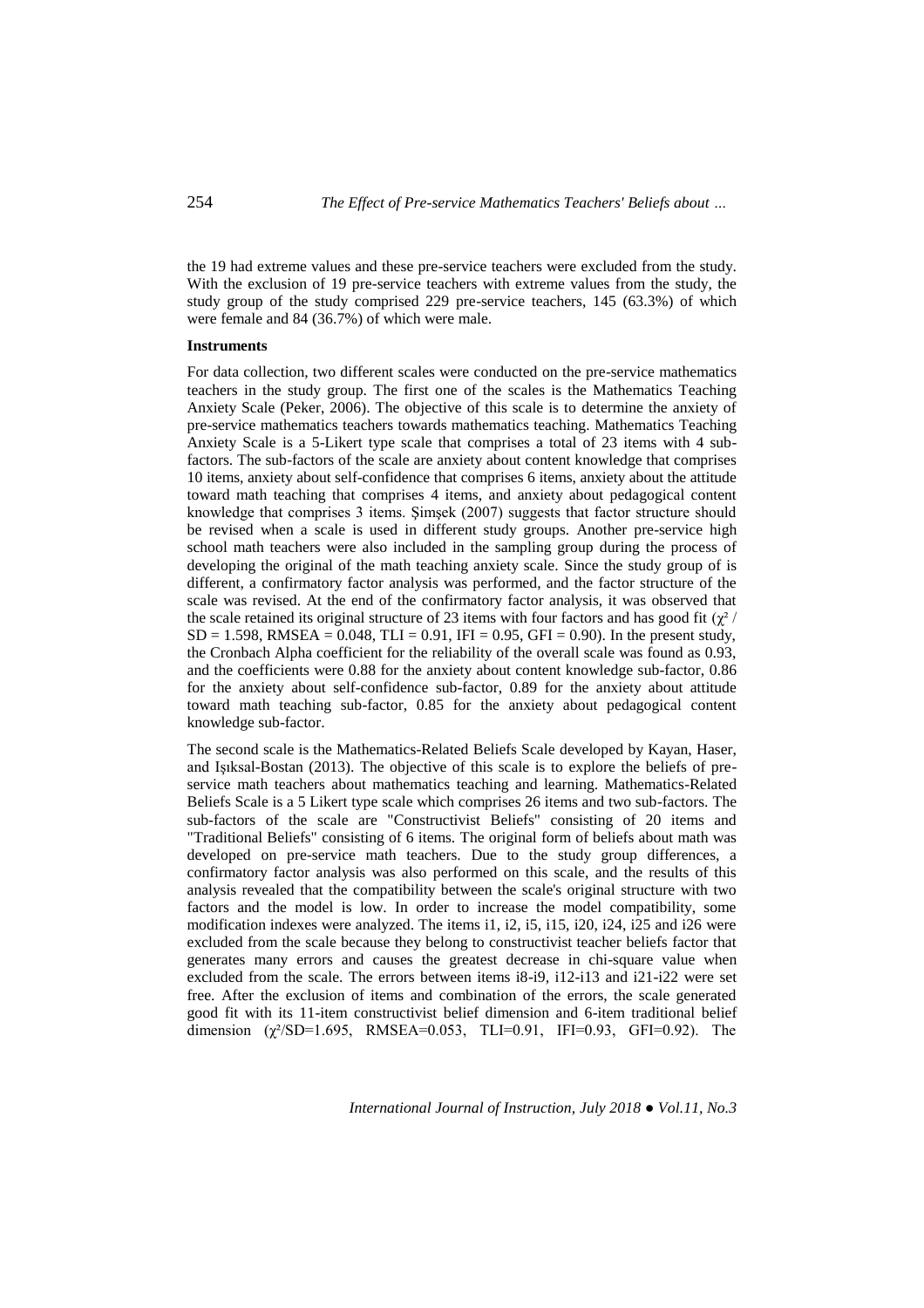the 19 had extreme values and these pre-service teachers were excluded from the study. With the exclusion of 19 pre-service teachers with extreme values from the study, the study group of the study comprised 229 pre-service teachers, 145 (63.3%) of which were female and 84 (36.7%) of which were male.

**Instruments**

For data collection, two different scales were conducted on the pre-service mathematics teachers in the study group. The first one of the scales is the Mathematics Teaching Anxiety Scale (Peker, 2006). The objective of this scale is to determine the anxiety of pre-service mathematics teachers towards mathematics teaching. Mathematics Teaching Anxiety Scale is a 5-Likert type scale that comprises a total of 23 items with 4 sub-factors. The sub-factors of the scale are anxiety about content knowledge that comprises 10 items, anxiety about self-confidence that comprises 6 items, anxiety about the attitude toward math teaching that comprises 4 items, and anxiety about pedagogical content knowledge that comprises 3 items. Şimşek (2007) suggests that factor structure should be revised when a scale is used in different study groups. Another pre-service high school math teachers were also included in the sampling group during the process of developing the original of the math teaching anxiety scale. Since the study group of is different, a confirmatory factor analysis was performed, and the factor structure of the scale was revised. At the end of the confirmatory factor analysis, it was observed that the scale retained its original structure of 23 items with four factors and has good fit ($\chi^2$ / SD = 1.598, RMSEA = 0.048, TLI = 0.91, IFI = 0.95, GFI = 0.90). In the present study, the Cronbach Alpha coefficient for the reliability of the overall scale was found as 0.93, and the coefficients were 0.88 for the anxiety about content knowledge sub-factor, 0.86 for the anxiety about self-confidence sub-factor, 0.89 for the anxiety about attitude toward math teaching sub-factor, 0.85 for the anxiety about pedagogical content knowledge sub-factor.

The second scale is the Mathematics-Related Beliefs Scale developed by Kayan, Haser, and Işıksal-Bostan (2013). The objective of this scale is to explore the beliefs of pre-service math teachers about mathematics teaching and learning. Mathematics-Related Beliefs Scale is a 5 Likert type scale which comprises 26 items and two sub-factors. The sub-factors of the scale are "Constructivist Beliefs" consisting of 20 items and "Traditional Beliefs" consisting of 6 items. The original form of beliefs about math was developed on pre-service math teachers. Due to the study group differences, a confirmatory factor analysis was also performed on this scale, and the results of this analysis revealed that the compatibility between the scale's original structure with two factors and the model is low. In order to increase the model compatibility, some modification indexes were analyzed. The items i1, i2, i5, i15, i20, i24, i25 and i26 were excluded from the scale because they belong to constructivist teacher beliefs factor that generates many errors and causes the greatest decrease in chi-square value when excluded from the scale. The errors between items i8-i9, i12-i13 and i21-i22 were set free. After the exclusion of items and combination of the errors, the scale generated good fit with its 11-item constructivist belief dimension and 6-item traditional belief dimension ($\chi^2$/SD=1.695, RMSEA=0.053, TLI=0.91, IFI=0.93, GFI=0.92). The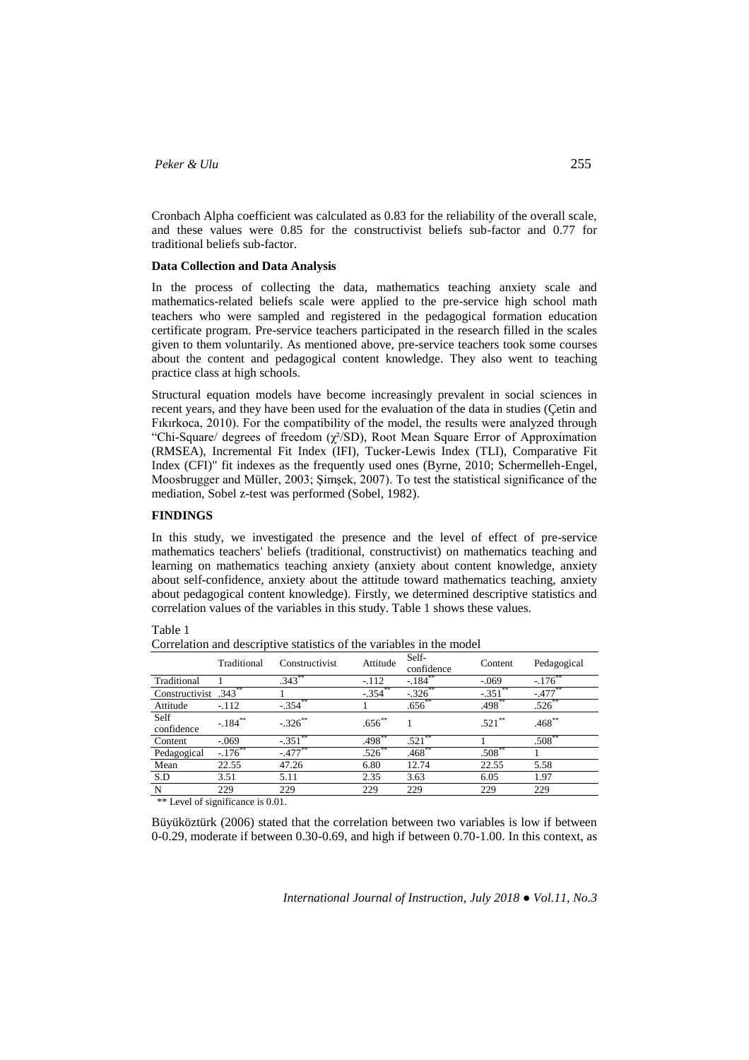Cronbach Alpha coefficient was calculated as 0.83 for the reliability of the overall scale, and these values were 0.85 for the constructivist beliefs sub-factor and 0.77 for traditional beliefs sub-factor.

### Data Collection and Data Analysis

In the process of collecting the data, mathematics teaching anxiety scale and mathematics-related beliefs scale were applied to the pre-service high school math teachers who were sampled and registered in the pedagogical formation education certificate program. Pre-service teachers participated in the research filled in the scales given to them voluntarily. As mentioned above, pre-service teachers took some courses about the content and pedagogical content knowledge. They also went to teaching practice class at high schools.

Structural equation models have become increasingly prevalent in social sciences in recent years, and they have been used for the evaluation of the data in studies (Çetin and Fıkırkoca, 2010). For the compatibility of the model, the results were analyzed through "Chi-Square/ degrees of freedom ($\chi^2$/SD), Root Mean Square Error of Approximation (RMSEA), Incremental Fit Index (IFI), Tucker-Lewis Index (TLI), Comparative Fit Index (CFI)" fit indexes as the frequently used ones (Byrne, 2010; Schermelleh-Engel, Moosbrugger and Müller, 2003; Şimşek, 2007). To test the statistical significance of the mediation, Sobel z-test was performed (Sobel, 1982).

## FINDINGS

In this study, we investigated the presence and the level of effect of pre-service mathematics teachers' beliefs (traditional, constructivist) on mathematics teaching and learning on mathematics teaching anxiety (anxiety about content knowledge, anxiety about self-confidence, anxiety about the attitude toward mathematics teaching, anxiety about pedagogical content knowledge). Firstly, we determined descriptive statistics and correlation values of the variables in this study. Table 1 shows these values.

Table 1
Correlation and descriptive statistics of the variables in the model

| | Traditional | Constructivist | Attitude | Self-confidence | Content | Pedagogical |
|---|---|---|---|---|---|---|
| Traditional | 1 | .343** | -.112 | -.184** | -.069 | -.176** |
| Constructivist | .343** | 1 | -.354** | -.326** | -.351** | -.477** |
| Attitude | -.112 | -.354** | 1 | .656** | .498** | .526** |
| Self confidence | -.184** | -.326** | .656** | 1 | .521** | .468** |
| Content | -.069 | -.351** | .498** | .521** | 1 | .508** |
| Pedagogical | -.176** | -.477** | .526** | .468** | .508** | 1 |
| Mean | 22.55 | 47.26 | 6.80 | 12.74 | 22.55 | 5.58 |
| S.D | 3.51 | 5.11 | 2.35 | 3.63 | 6.05 | 1.97 |
| N | 229 | 229 | 229 | 229 | 229 | 229 |

** Level of significance is 0.01.

Büyüköztürk (2006) stated that the correlation between two variables is low if between 0-0.29, moderate if between 0.30-0.69, and high if between 0.70-1.00. In this context, as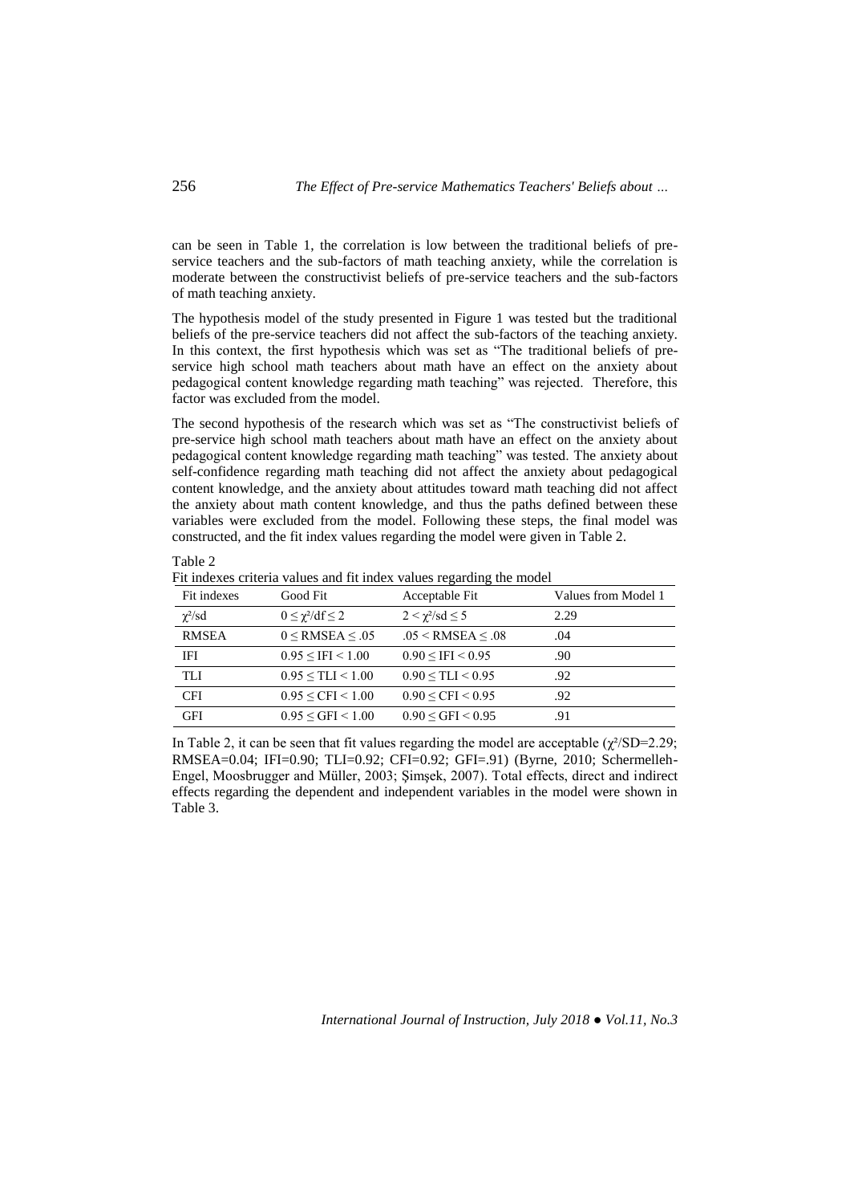can be seen in Table 1, the correlation is low between the traditional beliefs of pre-service teachers and the sub-factors of math teaching anxiety, while the correlation is moderate between the constructivist beliefs of pre-service teachers and the sub-factors of math teaching anxiety.

The hypothesis model of the study presented in Figure 1 was tested but the traditional beliefs of the pre-service teachers did not affect the sub-factors of the teaching anxiety. In this context, the first hypothesis which was set as "The traditional beliefs of pre-service high school math teachers about math have an effect on the anxiety about pedagogical content knowledge regarding math teaching" was rejected. Therefore, this factor was excluded from the model.

The second hypothesis of the research which was set as "The constructivist beliefs of pre-service high school math teachers about math have an effect on the anxiety about pedagogical content knowledge regarding math teaching" was tested. The anxiety about self-confidence regarding math teaching did not affect the anxiety about pedagogical content knowledge, and the anxiety about attitudes toward math teaching did not affect the anxiety about math content knowledge, and thus the paths defined between these variables were excluded from the model. Following these steps, the final model was constructed, and the fit index values regarding the model were given in Table 2.

Table 2

Fit indexes criteria values and fit index values regarding the model

| Fit indexes | Good Fit | Acceptable Fit | Values from Model 1 |
|---|---|---|---|
| $\chi^2$/sd | $0 \leq \chi^2/df \leq 2$ | $2 < \chi^2/sd \leq 5$ | 2.29 |
| RMSEA | $0 \leq RMSEA \leq .05$ | $.05 < RMSEA \leq .08$ | .04 |
| IFI | $0.95 \leq IFI < 1.00$ | $0.90 \leq IFI < 0.95$ | .90 |
| TLI | $0.95 \leq TLI < 1.00$ | $0.90 \leq TLI < 0.95$ | .92 |
| CFI | $0.95 \leq CFI < 1.00$ | $0.90 \leq CFI < 0.95$ | .92 |
| GFI | $0.95 \leq GFI < 1.00$ | $0.90 \leq GFI < 0.95$ | .91 |

In Table 2, it can be seen that fit values regarding the model are acceptable ($\chi^2$/SD=2.29; RMSEA=0.04; IFI=0.90; TLI=0.92; CFI=0.92; GFI=.91) (Byrne, 2010; Schermelleh-Engel, Moosbrugger and Müller, 2003; Şimşek, 2007). Total effects, direct and indirect effects regarding the dependent and independent variables in the model were shown in Table 3.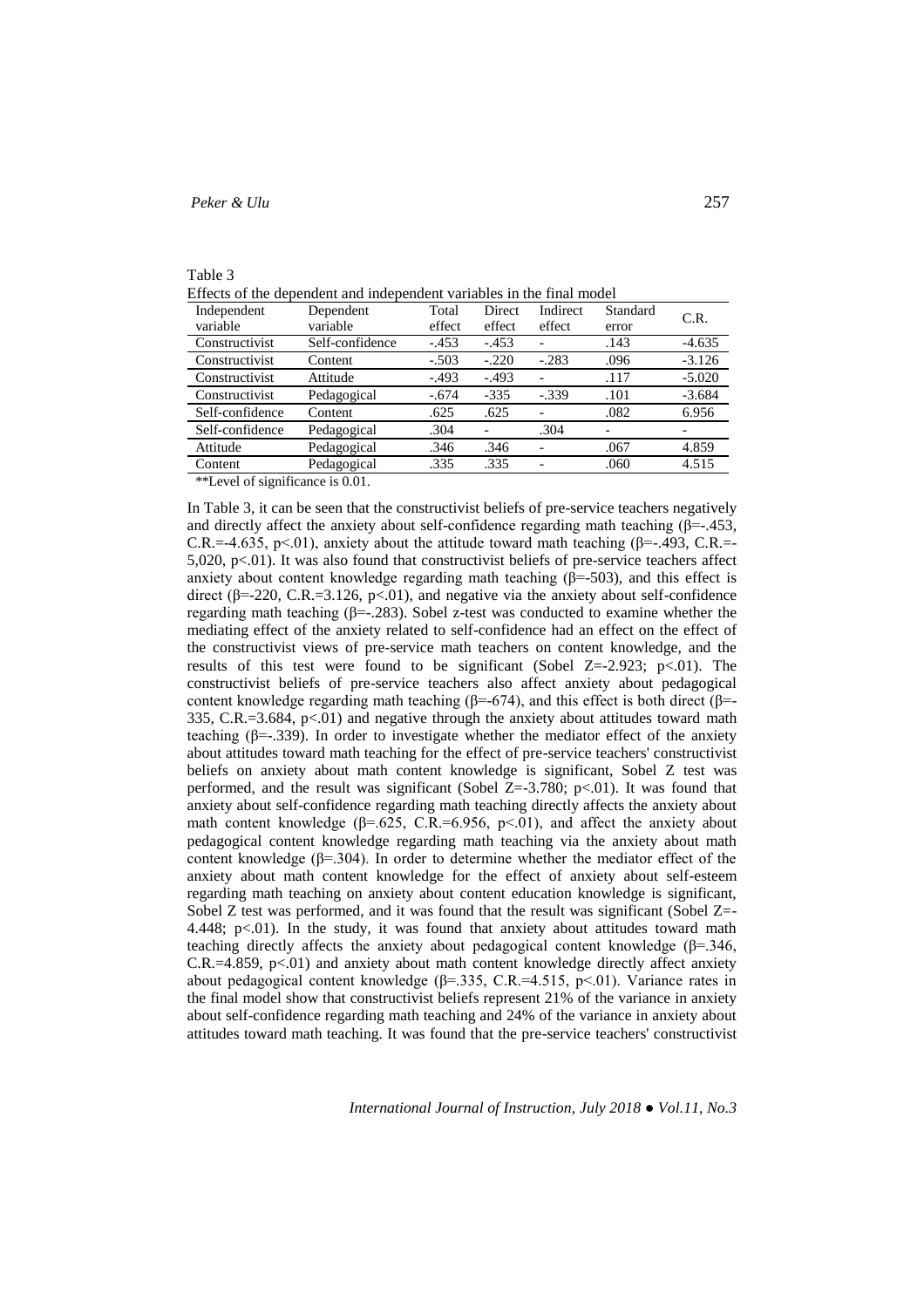Table 3

Effects of the dependent and independent variables in the final model

| Independent variable | Dependent variable | Total effect | Direct effect | Indirect effect | Standard error | C.R. |
|---|---|---|---|---|---|---|
| Constructivist | Self-confidence | -.453 | -.453 | - | .143 | -4.635 |
| Constructivist | Content | -.503 | -.220 | -.283 | .096 | -3.126 |
| Constructivist | Attitude | -.493 | -.493 | - | .117 | -5.020 |
| Constructivist | Pedagogical | -.674 | -335 | -.339 | .101 | -3.684 |
| Self-confidence | Content | .625 | .625 | - | .082 | 6.956 |
| Self-confidence | Pedagogical | .304 | - | .304 | - | - |
| Attitude | Pedagogical | .346 | .346 | - | .067 | 4.859 |
| Content | Pedagogical | .335 | .335 | - | .060 | 4.515 |

**Level of significance is 0.01.

In Table 3, it can be seen that the constructivist beliefs of pre-service teachers negatively and directly affect the anxiety about self-confidence regarding math teaching (β=-.453, C.R.=-4.635, p<.01), anxiety about the attitude toward math teaching (β=-.493, C.R.=-5,020, p<.01). It was also found that constructivist beliefs of pre-service teachers affect anxiety about content knowledge regarding math teaching (β=-503), and this effect is direct (β=-220, C.R.=3.126, p<.01), and negative via the anxiety about self-confidence regarding math teaching (β=-.283). Sobel z-test was conducted to examine whether the mediating effect of the anxiety related to self-confidence had an effect on the effect of the constructivist views of pre-service math teachers on content knowledge, and the results of this test were found to be significant (Sobel Z=-2.923; p<.01). The constructivist beliefs of pre-service teachers also affect anxiety about pedagogical content knowledge regarding math teaching (β=-674), and this effect is both direct (β=-335, C.R.=3.684, p<.01) and negative through the anxiety about attitudes toward math teaching (β=-.339). In order to investigate whether the mediator effect of the anxiety about attitudes toward math teaching for the effect of pre-service teachers' constructivist beliefs on anxiety about math content knowledge is significant, Sobel Z test was performed, and the result was significant (Sobel Z=-3.780; p<.01). It was found that anxiety about self-confidence regarding math teaching directly affects the anxiety about math content knowledge (β=.625, C.R.=6.956, p<.01), and affect the anxiety about pedagogical content knowledge regarding math teaching via the anxiety about math content knowledge (β=.304). In order to determine whether the mediator effect of the anxiety about math content knowledge for the effect of anxiety about self-esteem regarding math teaching on anxiety about content education knowledge is significant, Sobel Z test was performed, and it was found that the result was significant (Sobel Z=-4.448; p<.01). In the study, it was found that anxiety about attitudes toward math teaching directly affects the anxiety about pedagogical content knowledge (β=.346, C.R.=4.859, p<.01) and anxiety about math content knowledge directly affect anxiety about pedagogical content knowledge (β=.335, C.R.=4.515, p<.01). Variance rates in the final model show that constructivist beliefs represent 21% of the variance in anxiety about self-confidence regarding math teaching and 24% of the variance in anxiety about attitudes toward math teaching. It was found that the pre-service teachers' constructivist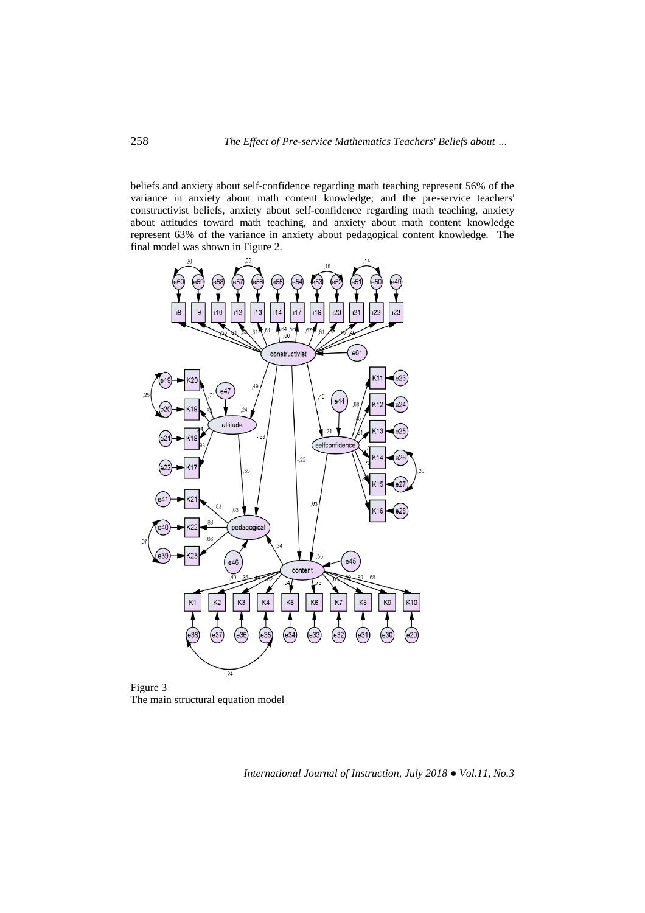beliefs and anxiety about self-confidence regarding math teaching represent 56% of the variance in anxiety about math content knowledge; and the pre-service teachers' constructivist beliefs, anxiety about self-confidence regarding math teaching, anxiety about attitudes toward math teaching, and anxiety about math content knowledge represent 63% of the variance in anxiety about pedagogical content knowledge. The final model was shown in Figure 2.

Figure 3
The main structural equation model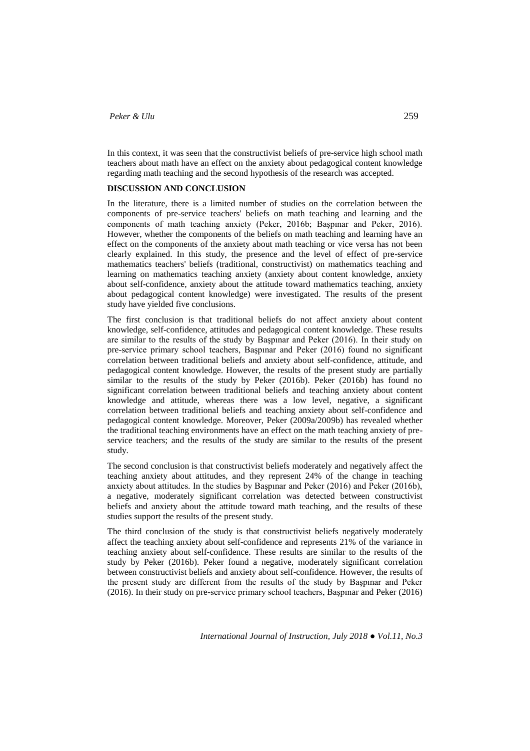In this context, it was seen that the constructivist beliefs of pre-service high school math teachers about math have an effect on the anxiety about pedagogical content knowledge regarding math teaching and the second hypothesis of the research was accepted.

## DISCUSSION AND CONCLUSION

In the literature, there is a limited number of studies on the correlation between the components of pre-service teachers' beliefs on math teaching and learning and the components of math teaching anxiety (Peker, 2016b; Başpınar and Peker, 2016). However, whether the components of the beliefs on math teaching and learning have an effect on the components of the anxiety about math teaching or vice versa has not been clearly explained. In this study, the presence and the level of effect of pre-service mathematics teachers' beliefs (traditional, constructivist) on mathematics teaching and learning on mathematics teaching anxiety (anxiety about content knowledge, anxiety about self-confidence, anxiety about the attitude toward mathematics teaching, anxiety about pedagogical content knowledge) were investigated. The results of the present study have yielded five conclusions.

The first conclusion is that traditional beliefs do not affect anxiety about content knowledge, self-confidence, attitudes and pedagogical content knowledge. These results are similar to the results of the study by Başpınar and Peker (2016). In their study on pre-service primary school teachers, Başpınar and Peker (2016) found no significant correlation between traditional beliefs and anxiety about self-confidence, attitude, and pedagogical content knowledge. However, the results of the present study are partially similar to the results of the study by Peker (2016b). Peker (2016b) has found no significant correlation between traditional beliefs and teaching anxiety about content knowledge and attitude, whereas there was a low level, negative, a significant correlation between traditional beliefs and teaching anxiety about self-confidence and pedagogical content knowledge. Moreover, Peker (2009a/2009b) has revealed whether the traditional teaching environments have an effect on the math teaching anxiety of pre-service teachers; and the results of the study are similar to the results of the present study.

The second conclusion is that constructivist beliefs moderately and negatively affect the teaching anxiety about attitudes, and they represent 24% of the change in teaching anxiety about attitudes. In the studies by Başpınar and Peker (2016) and Peker (2016b), a negative, moderately significant correlation was detected between constructivist beliefs and anxiety about the attitude toward math teaching, and the results of these studies support the results of the present study.

The third conclusion of the study is that constructivist beliefs negatively moderately affect the teaching anxiety about self-confidence and represents 21% of the variance in teaching anxiety about self-confidence. These results are similar to the results of the study by Peker (2016b). Peker found a negative, moderately significant correlation between constructivist beliefs and anxiety about self-confidence. However, the results of the present study are different from the results of the study by Başpınar and Peker (2016). In their study on pre-service primary school teachers, Başpınar and Peker (2016)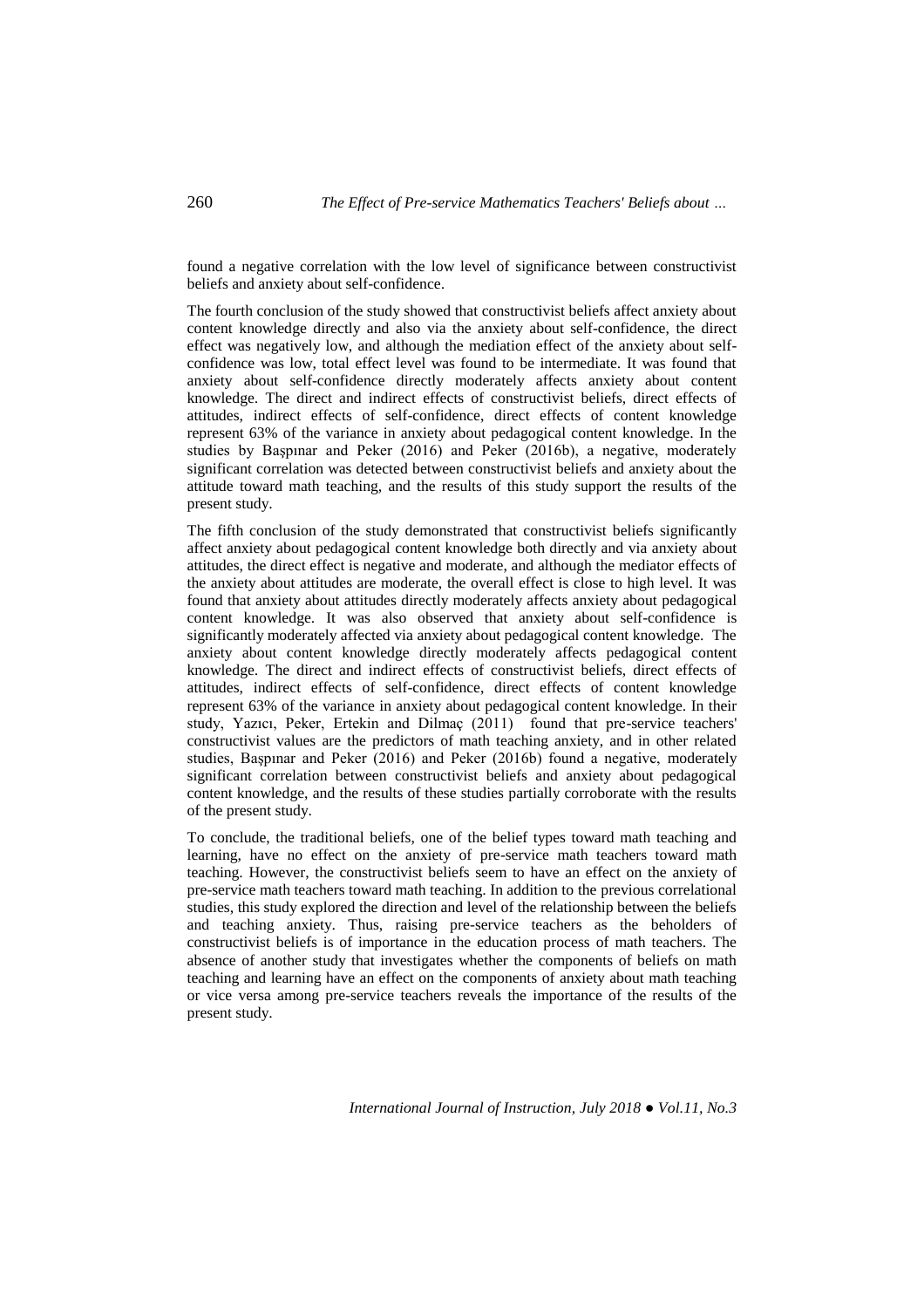found a negative correlation with the low level of significance between constructivist beliefs and anxiety about self-confidence.

The fourth conclusion of the study showed that constructivist beliefs affect anxiety about content knowledge directly and also via the anxiety about self-confidence, the direct effect was negatively low, and although the mediation effect of the anxiety about self-confidence was low, total effect level was found to be intermediate. It was found that anxiety about self-confidence directly moderately affects anxiety about content knowledge. The direct and indirect effects of constructivist beliefs, direct effects of attitudes, indirect effects of self-confidence, direct effects of content knowledge represent 63% of the variance in anxiety about pedagogical content knowledge. In the studies by Başpınar and Peker (2016) and Peker (2016b), a negative, moderately significant correlation was detected between constructivist beliefs and anxiety about the attitude toward math teaching, and the results of this study support the results of the present study.

The fifth conclusion of the study demonstrated that constructivist beliefs significantly affect anxiety about pedagogical content knowledge both directly and via anxiety about attitudes, the direct effect is negative and moderate, and although the mediator effects of the anxiety about attitudes are moderate, the overall effect is close to high level. It was found that anxiety about attitudes directly moderately affects anxiety about pedagogical content knowledge. It was also observed that anxiety about self-confidence is significantly moderately affected via anxiety about pedagogical content knowledge. The anxiety about content knowledge directly moderately affects pedagogical content knowledge. The direct and indirect effects of constructivist beliefs, direct effects of attitudes, indirect effects of self-confidence, direct effects of content knowledge represent 63% of the variance in anxiety about pedagogical content knowledge. In their study, Yazıcı, Peker, Ertekin and Dilmaç (2011) found that pre-service teachers' constructivist values are the predictors of math teaching anxiety, and in other related studies, Başpınar and Peker (2016) and Peker (2016b) found a negative, moderately significant correlation between constructivist beliefs and anxiety about pedagogical content knowledge, and the results of these studies partially corroborate with the results of the present study.

To conclude, the traditional beliefs, one of the belief types toward math teaching and learning, have no effect on the anxiety of pre-service math teachers toward math teaching. However, the constructivist beliefs seem to have an effect on the anxiety of pre-service math teachers toward math teaching. In addition to the previous correlational studies, this study explored the direction and level of the relationship between the beliefs and teaching anxiety. Thus, raising pre-service teachers as the beholders of constructivist beliefs is of importance in the education process of math teachers. The absence of another study that investigates whether the components of beliefs on math teaching and learning have an effect on the components of anxiety about math teaching or vice versa among pre-service teachers reveals the importance of the results of the present study.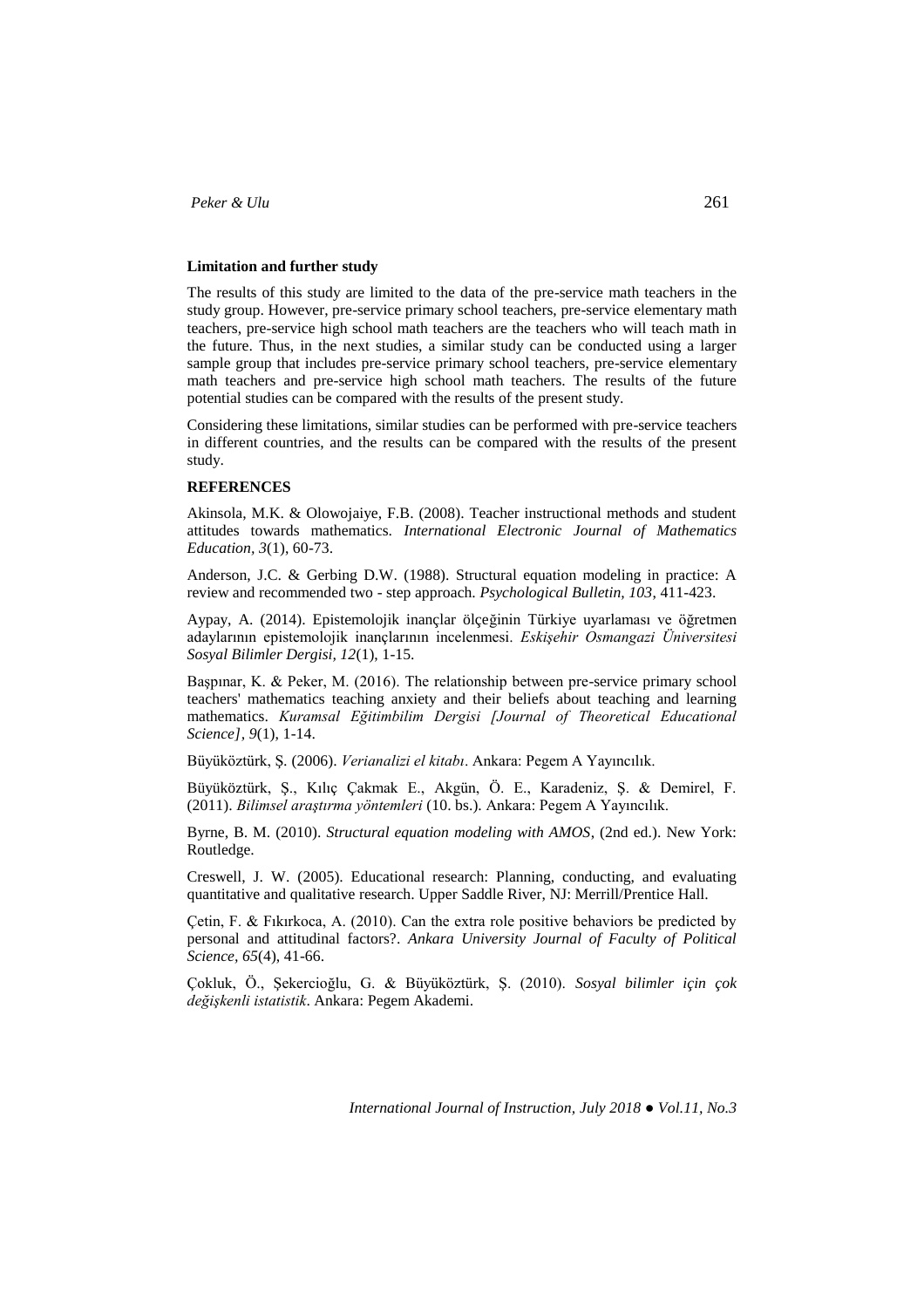### Limitation and further study

The results of this study are limited to the data of the pre-service math teachers in the study group. However, pre-service primary school teachers, pre-service elementary math teachers, pre-service high school math teachers are the teachers who will teach math in the future. Thus, in the next studies, a similar study can be conducted using a larger sample group that includes pre-service primary school teachers, pre-service elementary math teachers and pre-service high school math teachers. The results of the future potential studies can be compared with the results of the present study.

Considering these limitations, similar studies can be performed with pre-service teachers in different countries, and the results can be compared with the results of the present study.

### REFERENCES

Akinsola, M.K. & Olowojaiye, F.B. (2008). Teacher instructional methods and student attitudes towards mathematics. *International Electronic Journal of Mathematics Education, 3*(1), 60-73.

Anderson, J.C. & Gerbing D.W. (1988). Structural equation modeling in practice: A review and recommended two - step approach. *Psychological Bulletin, 103*, 411-423.

Aypay, A. (2014). Epistemolojik inançlar ölçeğinin Türkiye uyarlaması ve öğretmen adaylarının epistemolojik inançlarının incelenmesi. *Eskişehir Osmangazi Üniversitesi Sosyal Bilimler Dergisi, 12*(1), 1-15.

Başpınar, K. & Peker, M. (2016). The relationship between pre-service primary school teachers' mathematics teaching anxiety and their beliefs about teaching and learning mathematics. *Kuramsal Eğitimbilim Dergisi [Journal of Theoretical Educational Science], 9*(1), 1-14.

Büyüköztürk, Ş. (2006). *Verianalizi el kitabı*. Ankara: Pegem A Yayıncılık.

Büyüköztürk, Ş., Kılıç Çakmak E., Akgün, Ö. E., Karadeniz, Ş. & Demirel, F. (2011). *Bilimsel araştırma yöntemleri* (10. bs.). Ankara: Pegem A Yayıncılık.

Byrne, B. M. (2010). *Structural equation modeling with AMOS*, (2nd ed.). New York: Routledge.

Creswell, J. W. (2005). Educational research: Planning, conducting, and evaluating quantitative and qualitative research. Upper Saddle River, NJ: Merrill/Prentice Hall.

Çetin, F. & Fıkırkoca, A. (2010). Can the extra role positive behaviors be predicted by personal and attitudinal factors?. *Ankara University Journal of Faculty of Political Science, 65*(4), 41-66.

Çokluk, Ö., Şekercioğlu, G. & Büyüköztürk, Ş. (2010). *Sosyal bilimler için çok değişkenli istatistik*. Ankara: Pegem Akademi.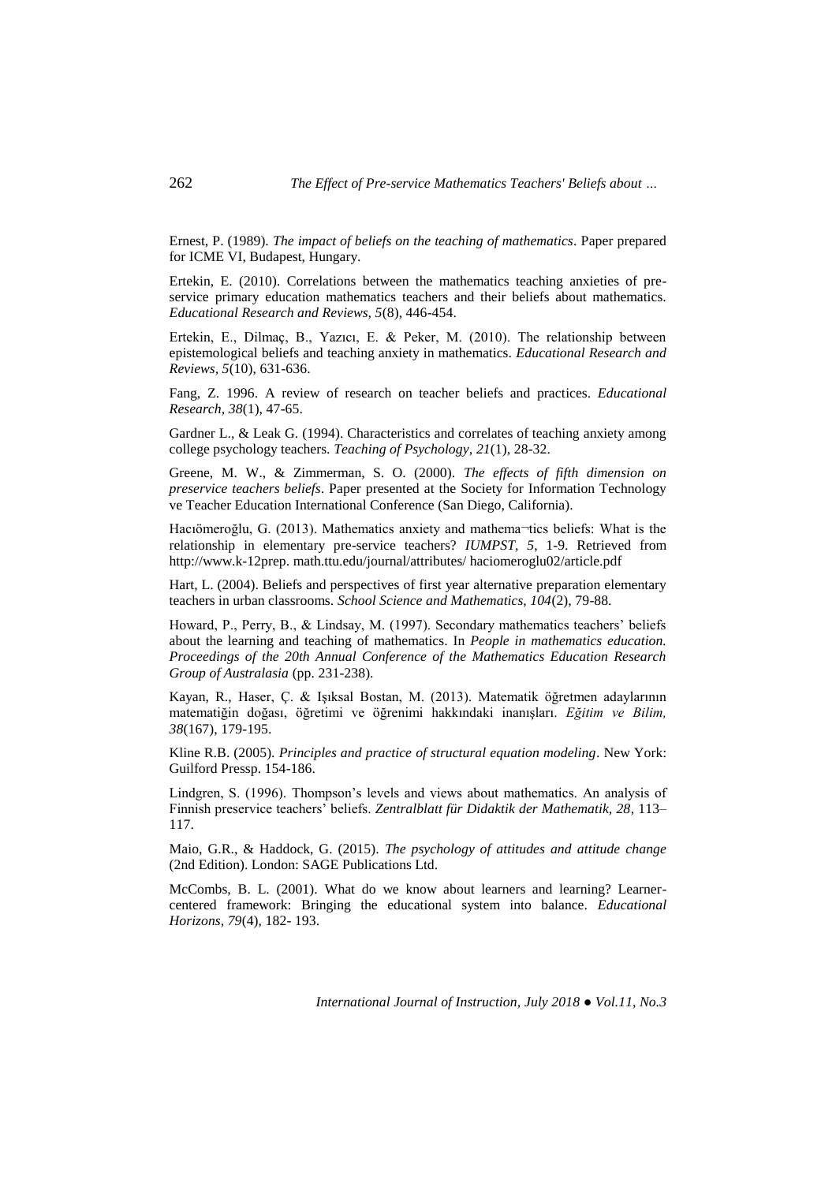Ernest, P. (1989). *The impact of beliefs on the teaching of mathematics*. Paper prepared for ICME VI, Budapest, Hungary.

Ertekin, E. (2010). Correlations between the mathematics teaching anxieties of pre-service primary education mathematics teachers and their beliefs about mathematics. *Educational Research and Reviews, 5*(8), 446-454.

Ertekin, E., Dilmaç, B., Yazıcı, E. & Peker, M. (2010). The relationship between epistemological beliefs and teaching anxiety in mathematics. *Educational Research and Reviews, 5*(10), 631-636.

Fang, Z. 1996. A review of research on teacher beliefs and practices. *Educational Research, 38*(1), 47-65.

Gardner L., & Leak G. (1994). Characteristics and correlates of teaching anxiety among college psychology teachers. *Teaching of Psychology, 21*(1), 28-32.

Greene, M. W., & Zimmerman, S. O. (2000). *The effects of fifth dimension on preservice teachers beliefs*. Paper presented at the Society for Information Technology ve Teacher Education International Conference (San Diego, California).

Hacıömeroğlu, G. (2013). Mathematics anxiety and mathema¬tics beliefs: What is the relationship in elementary pre-service teachers? *IUMPST, 5*, 1-9. Retrieved from http://www.k-12prep. math.ttu.edu/journal/attributes/ haciomeroglu02/article.pdf

Hart, L. (2004). Beliefs and perspectives of first year alternative preparation elementary teachers in urban classrooms. *School Science and Mathematics, 104*(2), 79-88.

Howard, P., Perry, B., & Lindsay, M. (1997). Secondary mathematics teachers' beliefs about the learning and teaching of mathematics. In *People in mathematics education. Proceedings of the 20th Annual Conference of the Mathematics Education Research Group of Australasia* (pp. 231-238).

Kayan, R., Haser, Ç. & Işıksal Bostan, M. (2013). Matematik öğretmen adaylarının matematiğin doğası, öğretimi ve öğrenimi hakkındaki inanışları. *Eğitim ve Bilim, 38*(167), 179-195.

Kline R.B. (2005). *Principles and practice of structural equation modeling*. New York: Guilford Pressp. 154-186.

Lindgren, S. (1996). Thompson's levels and views about mathematics. An analysis of Finnish preservice teachers' beliefs. *Zentralblatt für Didaktik der Mathematik, 28*, 113–117.

Maio, G.R., & Haddock, G. (2015). *The psychology of attitudes and attitude change* (2nd Edition). London: SAGE Publications Ltd.

McCombs, B. L. (2001). What do we know about learners and learning? Learner-centered framework: Bringing the educational system into balance. *Educational Horizons, 79*(4), 182- 193.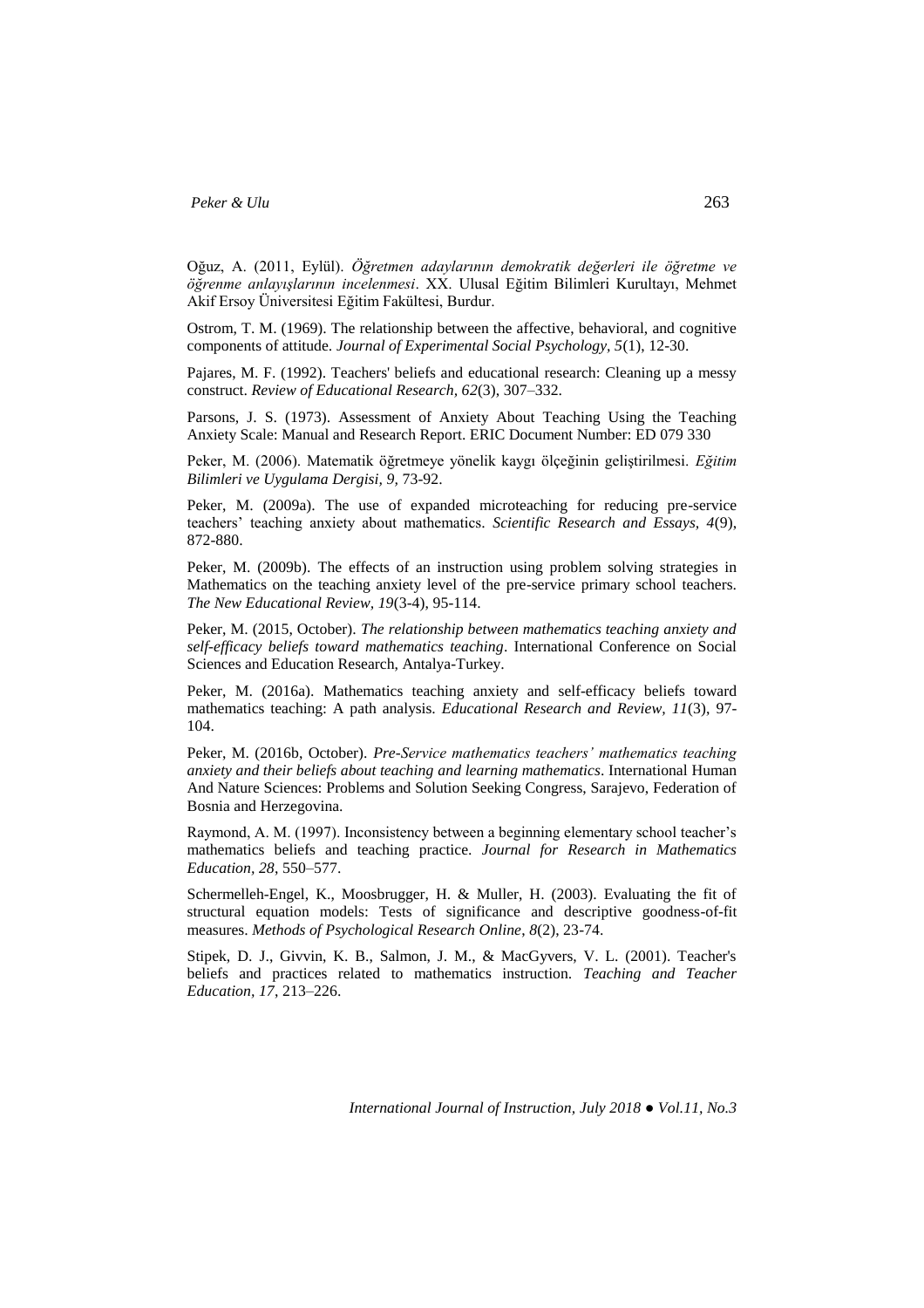Oğuz, A. (2011, Eylül). *Öğretmen adaylarının demokratik değerleri ile öğretme ve öğrenme anlayışlarının incelenmesi*. XX. Ulusal Eğitim Bilimleri Kurultayı, Mehmet Akif Ersoy Üniversitesi Eğitim Fakültesi, Burdur.

Ostrom, T. M. (1969). The relationship between the affective, behavioral, and cognitive components of attitude. *Journal of Experimental Social Psychology, 5*(1), 12-30.

Pajares, M. F. (1992). Teachers' beliefs and educational research: Cleaning up a messy construct. *Review of Educational Research, 62*(3), 307–332.

Parsons, J. S. (1973). Assessment of Anxiety About Teaching Using the Teaching Anxiety Scale: Manual and Research Report. ERIC Document Number: ED 079 330

Peker, M. (2006). Matematik öğretmeye yönelik kaygı ölçeğinin geliştirilmesi. *Eğitim Bilimleri ve Uygulama Dergisi, 9*, 73-92.

Peker, M. (2009a). The use of expanded microteaching for reducing pre-service teachers' teaching anxiety about mathematics. *Scientific Research and Essays, 4*(9), 872-880.

Peker, M. (2009b). The effects of an instruction using problem solving strategies in Mathematics on the teaching anxiety level of the pre-service primary school teachers. *The New Educational Review, 19*(3-4), 95-114.

Peker, M. (2015, October). *The relationship between mathematics teaching anxiety and self-efficacy beliefs toward mathematics teaching*. International Conference on Social Sciences and Education Research, Antalya-Turkey.

Peker, M. (2016a). Mathematics teaching anxiety and self-efficacy beliefs toward mathematics teaching: A path analysis. *Educational Research and Review, 11*(3), 97-104.

Peker, M. (2016b, October). *Pre-Service mathematics teachers' mathematics teaching anxiety and their beliefs about teaching and learning mathematics*. International Human And Nature Sciences: Problems and Solution Seeking Congress, Sarajevo, Federation of Bosnia and Herzegovina.

Raymond, A. M. (1997). Inconsistency between a beginning elementary school teacher's mathematics beliefs and teaching practice. *Journal for Research in Mathematics Education, 28*, 550–577.

Schermelleh-Engel, K., Moosbrugger, H. & Muller, H. (2003). Evaluating the fit of structural equation models: Tests of significance and descriptive goodness-of-fit measures. *Methods of Psychological Research Online*, *8*(2), 23-74.

Stipek, D. J., Givvin, K. B., Salmon, J. M., & MacGyvers, V. L. (2001). Teacher's beliefs and practices related to mathematics instruction. *Teaching and Teacher Education, 17*, 213–226.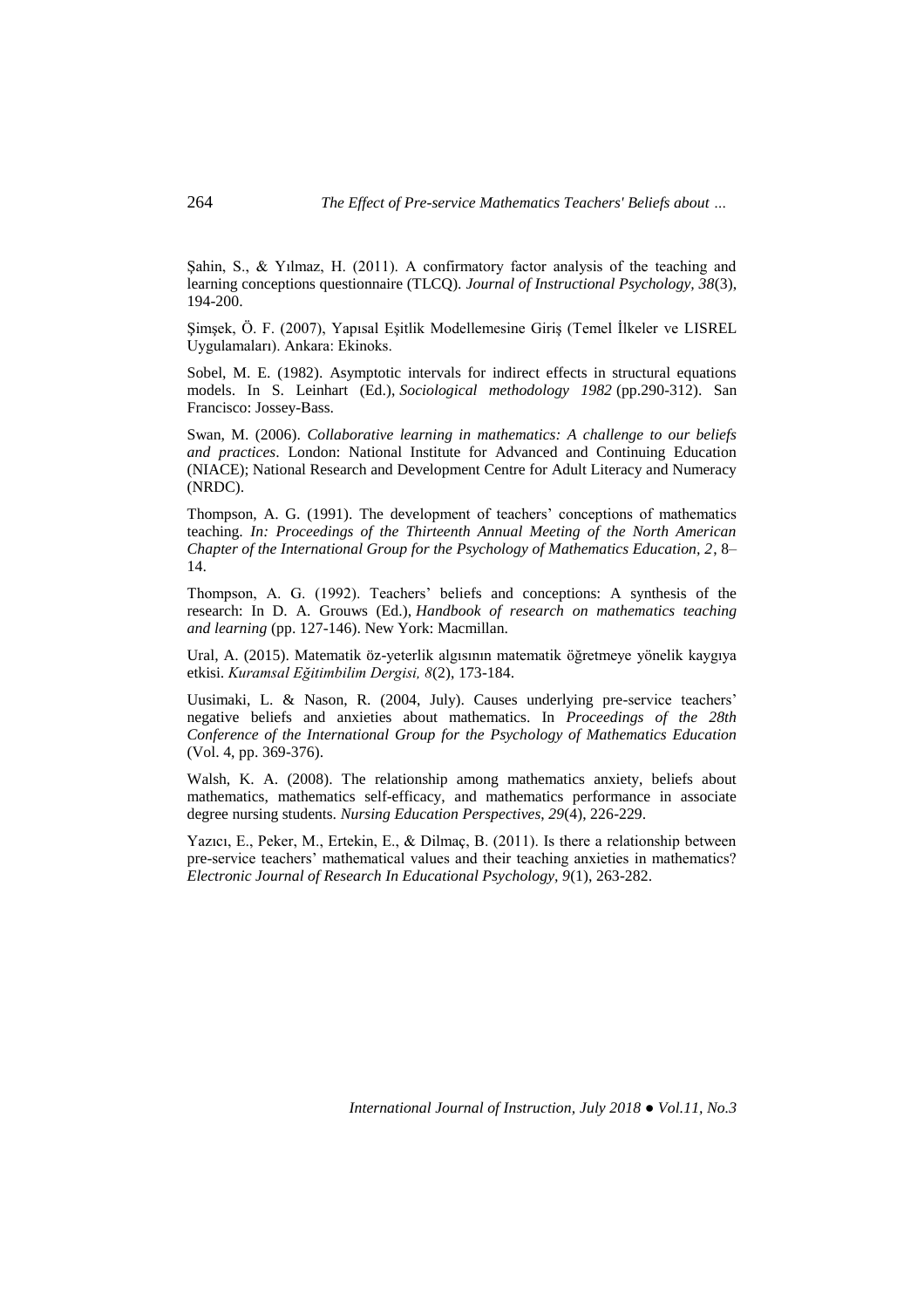Şahin, S., & Yılmaz, H. (2011). A confirmatory factor analysis of the teaching and learning conceptions questionnaire (TLCQ). *Journal of Instructional Psychology, 38*(3), 194-200.

Şimşek, Ö. F. (2007), Yapısal Eşitlik Modellemesine Giriş (Temel İlkeler ve LISREL Uygulamaları). Ankara: Ekinoks.

Sobel, M. E. (1982). Asymptotic intervals for indirect effects in structural equations models. In S. Leinhart (Ed.), *Sociological methodology 1982* (pp.290-312). San Francisco: Jossey-Bass.

Swan, M. (2006). *Collaborative learning in mathematics: A challenge to our beliefs and practices*. London: National Institute for Advanced and Continuing Education (NIACE); National Research and Development Centre for Adult Literacy and Numeracy (NRDC).

Thompson, A. G. (1991). The development of teachers' conceptions of mathematics teaching. *In: Proceedings of the Thirteenth Annual Meeting of the North American Chapter of the International Group for the Psychology of Mathematics Education, 2*, 8–14.

Thompson, A. G. (1992). Teachers' beliefs and conceptions: A synthesis of the research: In D. A. Grouws (Ed.), *Handbook of research on mathematics teaching and learning* (pp. 127-146). New York: Macmillan.

Ural, A. (2015). Matematik öz-yeterlik algısının matematik öğretmeye yönelik kaygıya etkisi. *Kuramsal Eğitimbilim Dergisi, 8*(2), 173-184.

Uusimaki, L. & Nason, R. (2004, July). Causes underlying pre-service teachers' negative beliefs and anxieties about mathematics. In *Proceedings of the 28th Conference of the International Group for the Psychology of Mathematics Education* (Vol. 4, pp. 369-376).

Walsh, K. A. (2008). The relationship among mathematics anxiety, beliefs about mathematics, mathematics self-efficacy, and mathematics performance in associate degree nursing students. *Nursing Education Perspectives*, *29*(4), 226-229.

Yazıcı, E., Peker, M., Ertekin, E., & Dilmaç, B. (2011). Is there a relationship between pre-service teachers' mathematical values and their teaching anxieties in mathematics? *Electronic Journal of Research In Educational Psychology, 9*(1), 263-282.